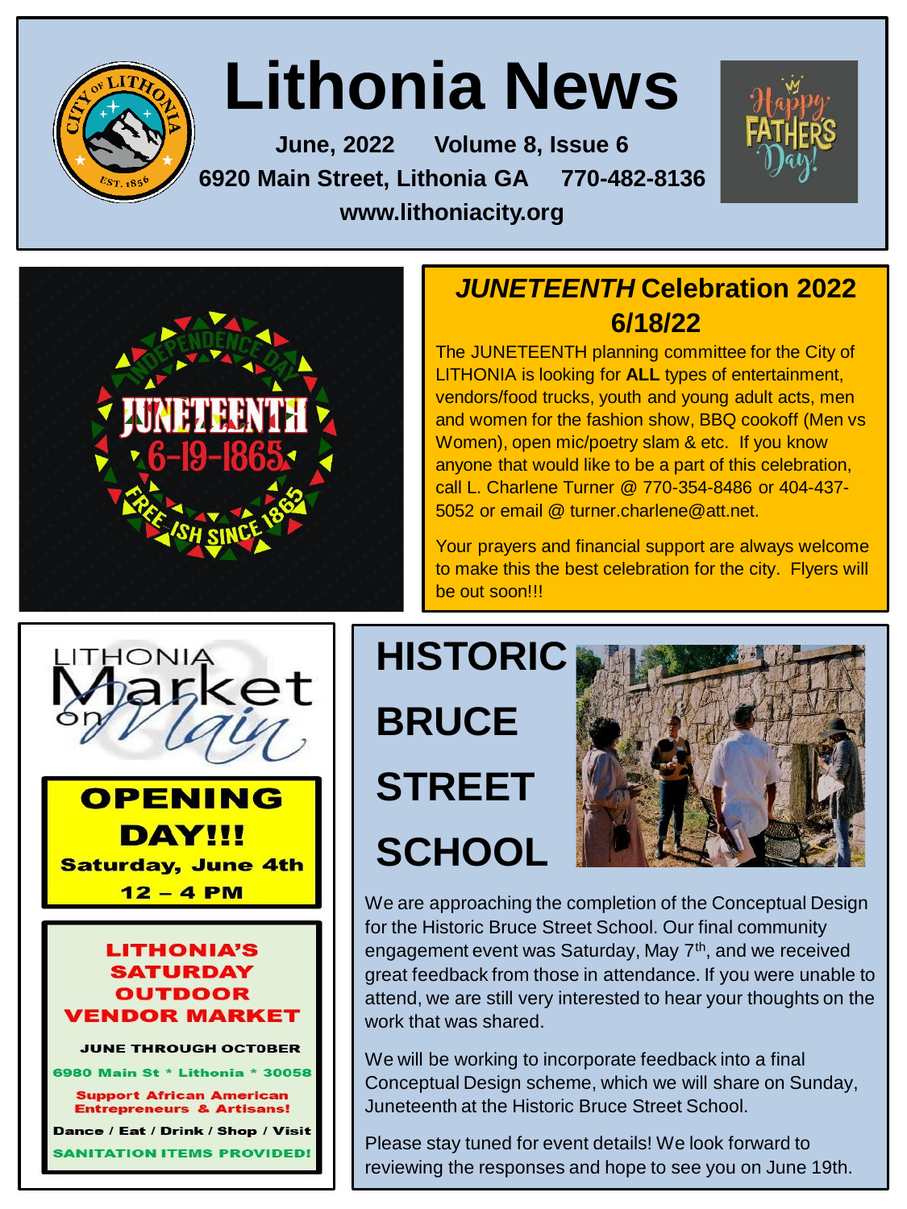# Lithonia News

**June, 2022 Volume 8, Issue 6**

**6920 Main Street, Lithonia GA 770-482-8136**

**www.lithoniacity.org**

## *JUNETEENTH* Celebration 2022 6/18/22

The JUNETEENTH planning committee for the City of LITHONIA is looking for **ALL** types of entertainment, vendors/food trucks, youth and young adult acts, men and women for the fashion show, BBQ cookoff (Men vs Women), open mic/poetry slam & etc. If you know anyone that would like to be a part of this celebration, call L. Charlene Turner @ 770-354-8486 or 404-437-5052 or email @ turner.charlene@att.net.

Your prayers and financial support are always welcome to make this the best celebration for the city. Flyers will be out soon!!!

## LITHONIA Market on Main

### OPENING DAY!!!

**Saturday, June 4th**

**12 – 4 PM**

### LITHONIA'S SATURDAY OUTDOOR VENDOR MARKET

**JUNE THROUGH OCTOBER**

**6980 Main St * Lithonia * 30058**

**Support African American Entrepreneurs & Artisans!**

**Dance / Eat / Drink / Shop / Visit**

**SANITATION ITEMS PROVIDED!**

## HISTORIC BRUCE STREET SCHOOL

We are approaching the completion of the Conceptual Design for the Historic Bruce Street School. Our final community engagement event was Saturday, May 7th, and we received great feedback from those in attendance. If you were unable to attend, we are still very interested to hear your thoughts on the work that was shared.

We will be working to incorporate feedback into a final Conceptual Design scheme, which we will share on Sunday, Juneteenth at the Historic Bruce Street School.

Please stay tuned for event details! We look forward to reviewing the responses and hope to see you on June 19th.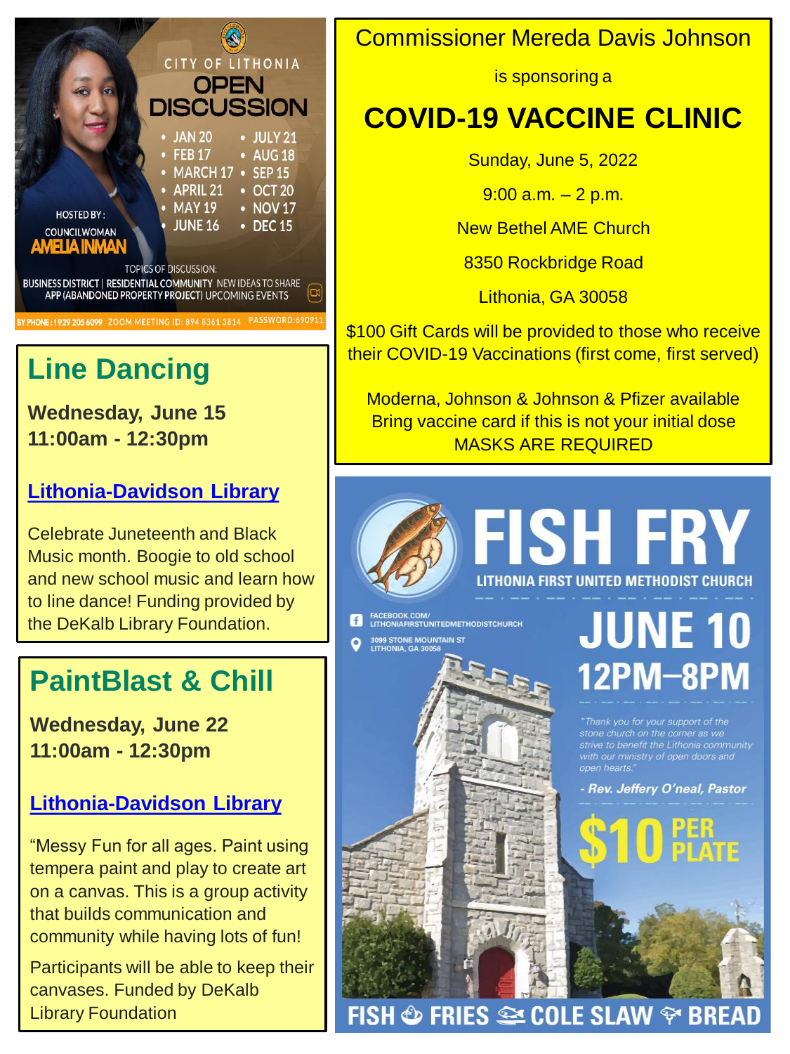## CITY OF LITHONIA OPEN DISCUSSION

- JAN 20
- FEB 17
- MARCH 17
- APRIL 21
- MAY 19
- JUNE 16
- JULY 21
- AUG 18
- SEP 15
- OCT 20
- NOV 17
- DEC 15

HOSTED BY: COUNCILWOMAN AMELIA INMAN

TOPICS OF DISCUSSION: BUSINESS DISTRICT | RESIDENTIAL COMMUNITY NEW IDEAS TO SHARE APP (ABANDONED PROPERTY PROJECT) UPCOMING EVENTS

BY PHONE: 1 929 205 6099 ZOOM MEETING ID: 894 8361 3814 PASSWORD: 690911

## Line Dancing

**Wednesday, June 15**
**11:00am - 12:30pm**

**Lithonia-Davidson Library**

Celebrate Juneteenth and Black Music month. Boogie to old school and new school music and learn how to line dance! Funding provided by the DeKalb Library Foundation.

## PaintBlast & Chill

**Wednesday, June 22**
**11:00am - 12:30pm**

**Lithonia-Davidson Library**

"Messy Fun for all ages. Paint using tempera paint and play to create art on a canvas. This is a group activity that builds communication and community while having lots of fun!

Participants will be able to keep their canvases. Funded by DeKalb Library Foundation

Commissioner Mereda Davis Johnson

is sponsoring a

# COVID-19 VACCINE CLINIC

Sunday, June 5, 2022

9:00 a.m. – 2 p.m.

New Bethel AME Church

8350 Rockbridge Road

Lithonia, GA 30058

$100 Gift Cards will be provided to those who receive their COVID-19 Vaccinations (first come, first served)

Moderna, Johnson & Johnson & Pfizer available
Bring vaccine card if this is not your initial dose
MASKS ARE REQUIRED

# FISH FRY

LITHONIA FIRST UNITED METHODIST CHURCH

FACEBOOK.COM/LITHONIAFIRSTUNITEDMETHODISTCHURCH

3099 STONE MOUNTAIN ST LITHONIA, GA 30058

## JUNE 10
## 12PM–8PM

*"Thank you for your support of the stone church on the corner as we strive to benefit the Lithonia community with our ministry of open doors and open hearts."*

***- Rev. Jeffery O'neal, Pastor***

**$10 PER PLATE**

FISH • FRIES • COLE SLAW • BREAD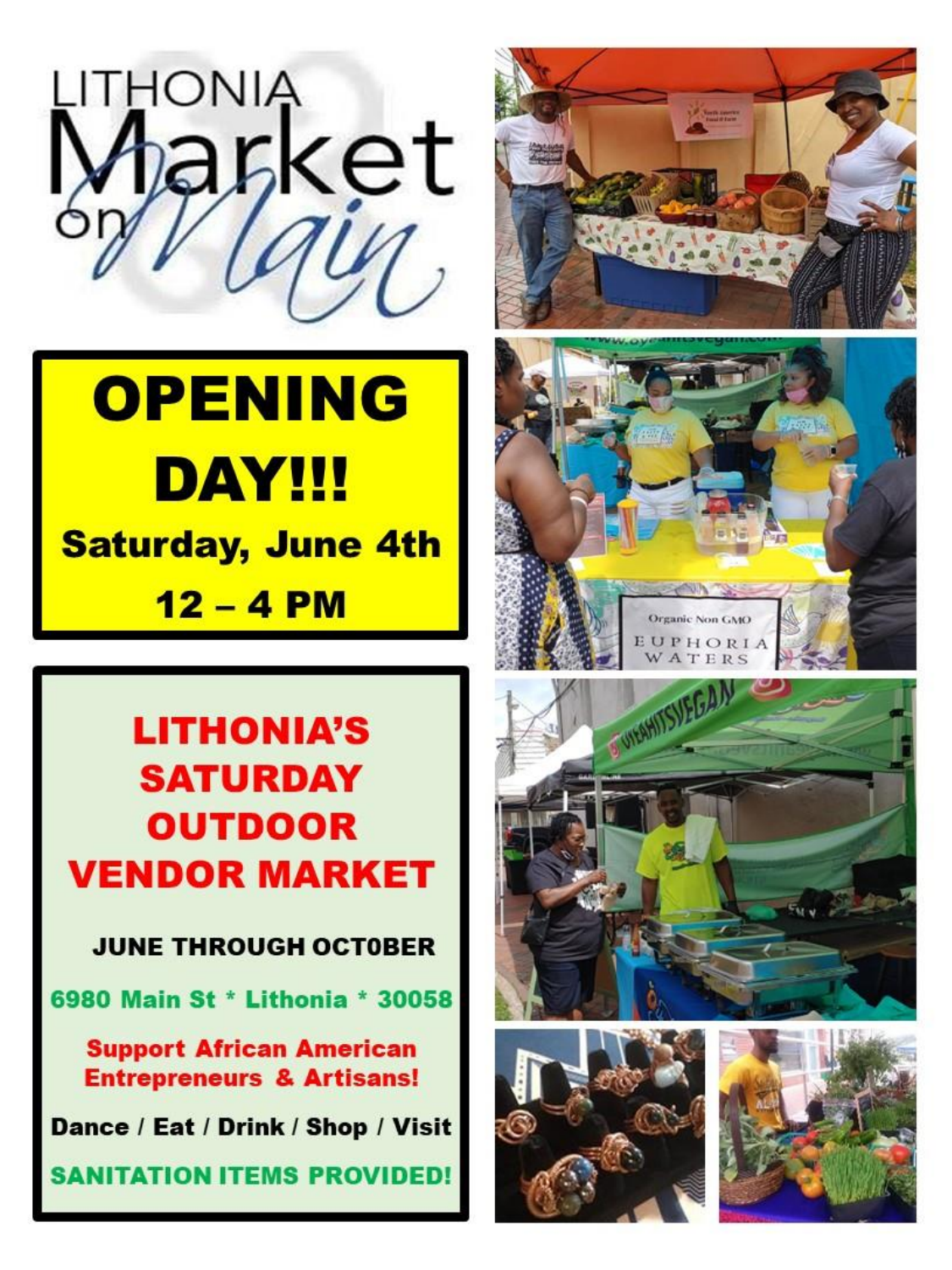# LITHONIA Market on Main

## OPENING DAY!!!

**Saturday, June 4th**

**12 – 4 PM**

## LITHONIA'S SATURDAY OUTDOOR VENDOR MARKET

**JUNE THROUGH OCT0BER**

**6980 Main St * Lithonia * 30058**

**Support African American Entrepreneurs & Artisans!**

**Dance / Eat / Drink / Shop / Visit**

**SANITATION ITEMS PROVIDED!**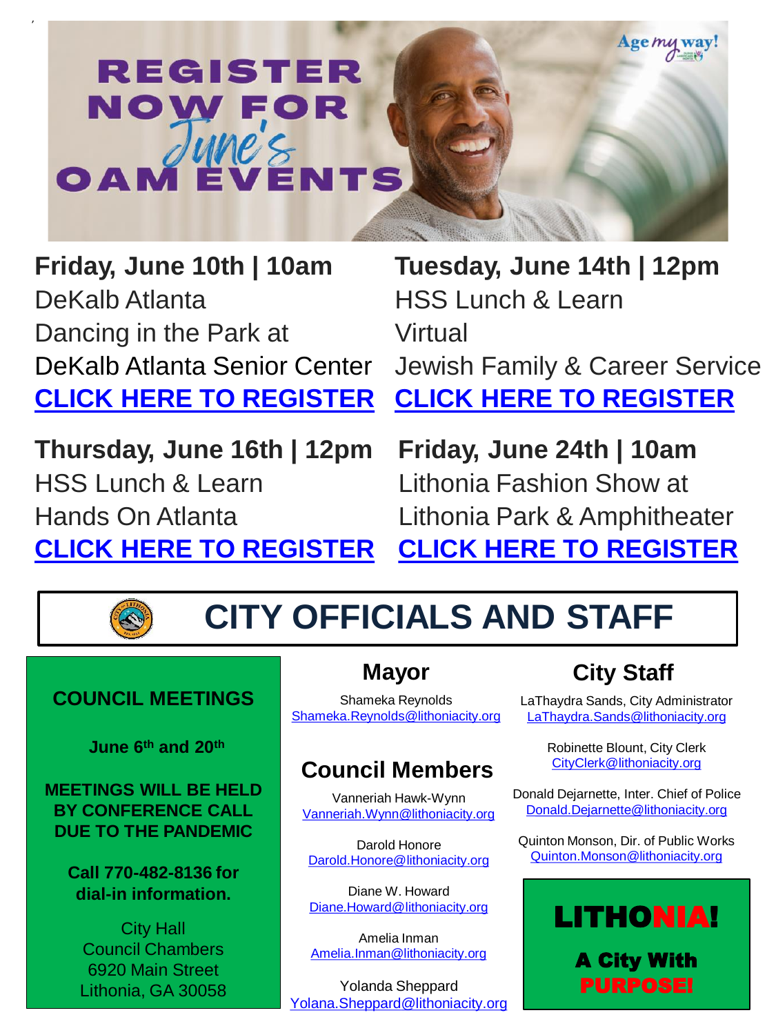# REGISTER NOW FOR June's OAM EVENTS

Age my way!

**Friday, June 10th | 10am**
DeKalb Atlanta
Dancing in the Park at
DeKalb Atlanta Senior Center
**CLICK HERE TO REGISTER**

**Tuesday, June 14th | 12pm**
HSS Lunch & Learn
Virtual
Jewish Family & Career Service
**CLICK HERE TO REGISTER**

**Thursday, June 16th | 12pm**
HSS Lunch & Learn
Hands On Atlanta
**CLICK HERE TO REGISTER**

**Friday, June 24th | 10am**
Lithonia Fashion Show at
Lithonia Park & Amphitheater
**CLICK HERE TO REGISTER**

# CITY OFFICIALS AND STAFF

**COUNCIL MEETINGS**

**June 6th and 20th**

**MEETINGS WILL BE HELD BY CONFERENCE CALL DUE TO THE PANDEMIC**

**Call 770-482-8136 for dial-in information.**

City Hall
Council Chambers
6920 Main Street
Lithonia, GA 30058

## Mayor

Shameka Reynolds
Shameka.Reynolds@lithoniacity.org

## Council Members

Vanneriah Hawk-Wynn
Vanneriah.Wynn@lithoniacity.org

Darold Honore
Darold.Honore@lithoniacity.org

Diane W. Howard
Diane.Howard@lithoniacity.org

Amelia Inman
Amelia.Inman@lithoniacity.org

Yolanda Sheppard
Yolana.Sheppard@lithoniacity.org

## City Staff

LaThaydra Sands, City Administrator
LaThaydra.Sands@lithoniacity.org

Robinette Blount, City Clerk
CityClerk@lithoniacity.org

Donald Dejarnette, Inter. Chief of Police
Donald.Dejarnette@lithoniacity.org

Quinton Monson, Dir. of Public Works
Quinton.Monson@lithoniacity.org

**LITHONIA!**

**A City With PURPOSE!**